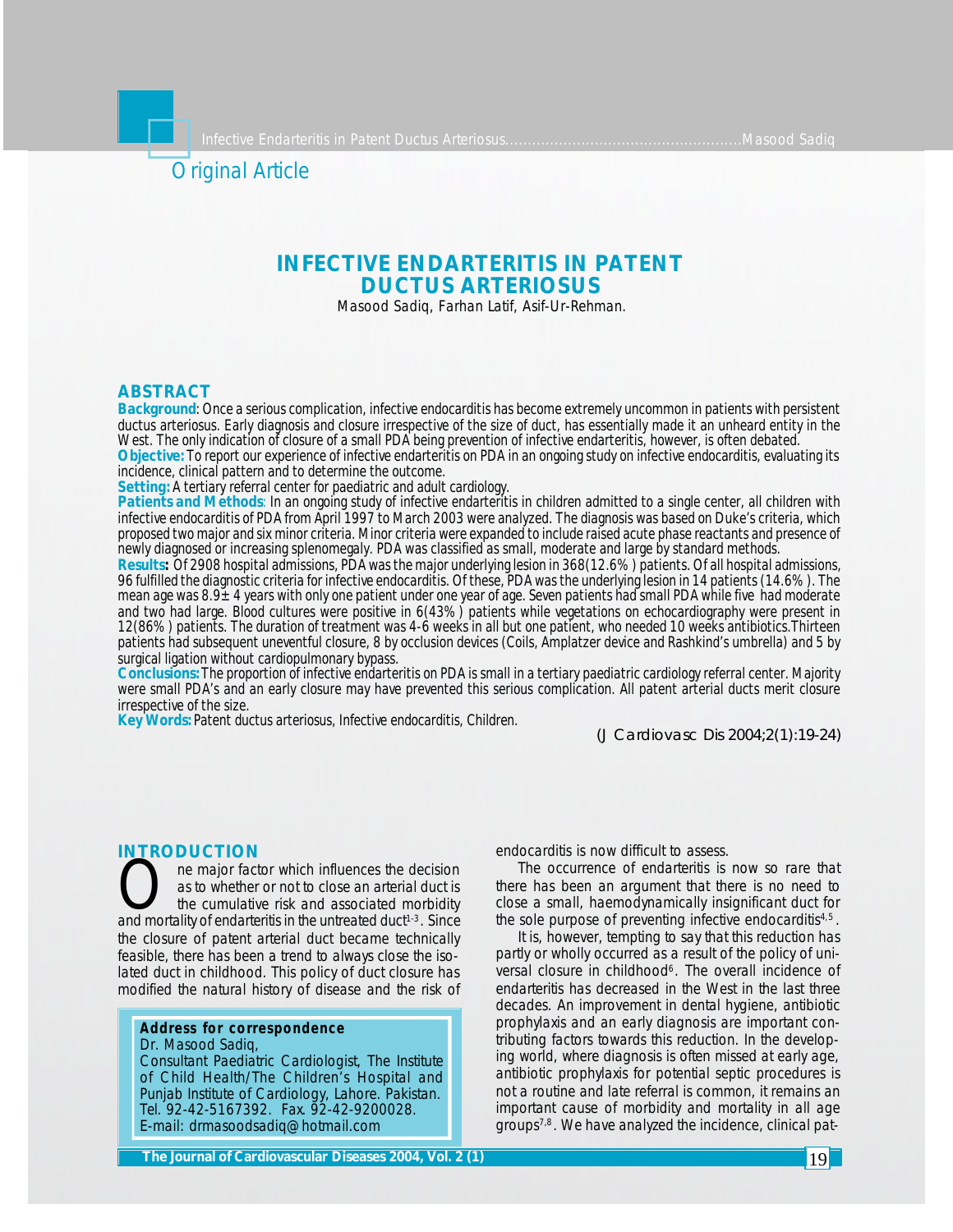Original Article

# INFECTIVE ENDARTERITIS IN PATENT DUCTUS ARTERIOSUS

*Masood Sadiq, Farhan Latif, Asif-Ur-Rehman.*

## ABSTRACT

**Background**: Once a serious complication, infective endocarditis has become extremely uncommon in patients with persistent ductus arteriosus. Early diagnosis and closure irrespective of the size of duct, has essentially made it an unheard entity in the West. The only indication of closure of a small PDA being prevention of infective endarteritis, however, is often debated.

**Objective:** To report our experience of infective endarteritis on PDA in an ongoing study on infective endocarditis, evaluating its incidence, clinical pattern and to determine the outcome.

**Setting:** A tertiary referral center for paediatric and adult cardiology.

**Patients and Methods**: In an ongoing study of infective endarteritis in children admitted to a single center, all children with infective endocarditis of PDA from April 1997 to March 2003 were analyzed. The diagnosis was based on Duke's criteria, which proposed two major and six minor criteria. Minor criteria were expanded to include raised acute phase reactants and presence of newly diagnosed or increasing splenomegaly. PDA was classified as small, moderate and large by standard methods.

**Results:** Of 2908 hospital admissions, PDA was the major underlying lesion in 368(12.6%) patients. Of all hospital admissions, 96 fulfilled the diagnostic criteria for infective endocarditis. Of these, PDA was the underlying lesion in 14 patients (14.6%). The mean age was 8.9± 4 years with only one patient under one year of age. Seven patients had small PDA while five had moderate and two had large. Blood cultures were positive in 6(43%) patients while vegetations on echocardiography were present in 12(86%) patients. The duration of treatment was 4-6 weeks in all but one patient, who needed 10 weeks antibiotics.Thirteen patients had subsequent uneventful closure, 8 by occlusion devices (Coils, Amplatzer device and Rashkind's umbrella) and 5 by surgical ligation without cardiopulmonary bypass.

**Conclusions:** The proportion of infective endarteritis on PDA is small in a tertiary paediatric cardiology referral center. Majority were small PDA's and an early closure may have prevented this serious complication. All patent arterial ducts merit closure irrespective of the size.

**Key Words:** Patent ductus arteriosus, Infective endocarditis, Children.

(J Cardiovasc Dis 2004;2(1):19-24)

## INTRODUCTION

One major factor which influences the decision as to whether or not to close an arterial duct is the cumulative risk and associated morbidity and mortality of endarteritis in the untreated duct[1-3]. Since the closure of patent arterial duct became technically feasible, there has been a trend to always close the isolated duct in childhood. This policy of duct closure has modified the natural history of disease and the risk of endocarditis is now difficult to assess.

The occurrence of endarteritis is now so rare that there has been an argument that there is no need to close a small, haemodynamically insignificant duct for the sole purpose of preventing infective endocarditis[4,5].

It is, however, tempting to say that this reduction has partly or wholly occurred as a result of the policy of universal closure in childhood[6]. The overall incidence of endarteritis has decreased in the West in the last three decades. An improvement in dental hygiene, antibiotic prophylaxis and an early diagnosis are important contributing factors towards this reduction. In the developing world, where diagnosis is often missed at early age, antibiotic prophylaxis for potential septic procedures is not a routine and late referral is common, it remains an important cause of morbidity and mortality in all age groups[7,8]. We have analyzed the incidence, clinical pat-

**Address for correspondence**
Dr. Masood Sadiq,
Consultant Paediatric Cardiologist, The Institute of Child Health/The Children's Hospital and Punjab Institute of Cardiology, Lahore. Pakistan.
Tel. 92-42-5167392. Fax. 92-42-9200028.
E-mail: drmasoodsadiq@hotmail.com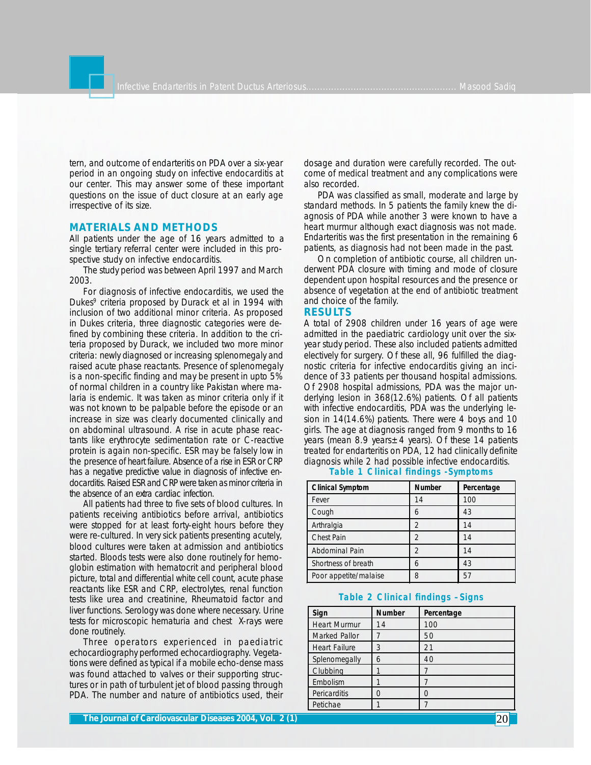tern, and outcome of endarteritis on PDA over a six-year period in an ongoing study on infective endocarditis at our center. This may answer some of these important questions on the issue of duct closure at an early age irrespective of its size.

## MATERIALS AND METHODS

All patients under the age of 16 years admitted to a single tertiary referral center were included in this prospective study on infective endocarditis.

The study period was between April 1997 and March 2003.

For diagnosis of infective endocarditis, we used the Dukes[9] criteria proposed by Durack et al in 1994 with inclusion of two additional minor criteria. As proposed in Dukes criteria, three diagnostic categories were defined by combining these criteria. In addition to the criteria proposed by Durack, we included two more minor criteria: newly diagnosed or increasing splenomegaly and raised acute phase reactants. Presence of splenomegaly is a non-specific finding and may be present in upto 5% of normal children in a country like Pakistan where malaria is endemic. It was taken as minor criteria only if it was not known to be palpable before the episode or an increase in size was clearly documented clinically and on abdominal ultrasound. A rise in acute phase reactants like erythrocyte sedimentation rate or C-reactive protein is again non-specific. ESR may be falsely low in the presence of heart failure. Absence of a rise in ESR or CRP has a negative predictive value in diagnosis of infective endocarditis. Raised ESR and CRP were taken as minor criteria in the absence of an extra cardiac infection.

All patients had three to five sets of blood cultures. In patients receiving antibiotics before arrival, antibiotics were stopped for at least forty-eight hours before they were re-cultured. In very sick patients presenting acutely, blood cultures were taken at admission and antibiotics started. Bloods tests were also done routinely for hemoglobin estimation with hematocrit and peripheral blood picture, total and differential white cell count, acute phase reactants like ESR and CRP, electrolytes, renal function tests like urea and creatinine, Rheumatoid factor and liver functions. Serology was done where necessary. Urine tests for microscopic hematuria and chest X-rays were done routinely.

Three operators experienced in paediatric echocardiography performed echocardiography. Vegetations were defined as typical if a mobile echo-dense mass was found attached to valves or their supporting structures or in path of turbulent jet of blood passing through PDA. The number and nature of antibiotics used, their dosage and duration were carefully recorded. The outcome of medical treatment and any complications were also recorded.

PDA was classified as small, moderate and large by standard methods. In 5 patients the family knew the diagnosis of PDA while another 3 were known to have a heart murmur although exact diagnosis was not made. Endarteritis was the first presentation in the remaining 6 patients, as diagnosis had not been made in the past.

On completion of antibiotic course, all children underwent PDA closure with timing and mode of closure dependent upon hospital resources and the presence or absence of vegetation at the end of antibiotic treatment and choice of the family.

## RESULTS

A total of 2908 children under 16 years of age were admitted in the paediatric cardiology unit over the six-year study period. These also included patients admitted electively for surgery. Of these all, 96 fulfilled the diagnostic criteria for infective endocarditis giving an incidence of 33 patients per thousand hospital admissions. Of 2908 hospital admissions, PDA was the major underlying lesion in 368(12.6%) patients. Of all patients with infective endocarditis, PDA was the underlying lesion in 14(14.6%) patients. There were 4 boys and 10 girls. The age at diagnosis ranged from 9 months to 16 years (mean 8.9 years±4 years). Of these 14 patients treated for endarteritis on PDA, 12 had clinically definite diagnosis while 2 had possible infective endocarditis.

**Table 1 Clinical findings -Symptoms**

| Clinical Symptom | Number | Percentage |
|---|---|---|
| Fever | 14 | 100 |
| Cough | 6 | 43 |
| Arthralgia | 2 | 14 |
| Chest Pain | 2 | 14 |
| Abdominal Pain | 2 | 14 |
| Shortness of breath | 6 | 43 |
| Poor appetite/malaise | 8 | 57 |

**Table 2 Clinical findings –Signs**

| Sign | Number | Percentage |
|---|---|---|
| Heart Murmur | 14 | 100 |
| Marked Pallor | 7 | 50 |
| Heart Failure | 3 | 21 |
| Splenomegally | 6 | 40 |
| Clubbing | 1 | 7 |
| Embolism | 1 | 7 |
| Pericarditis | 0 | 0 |
| Petichae | 1 | 7 |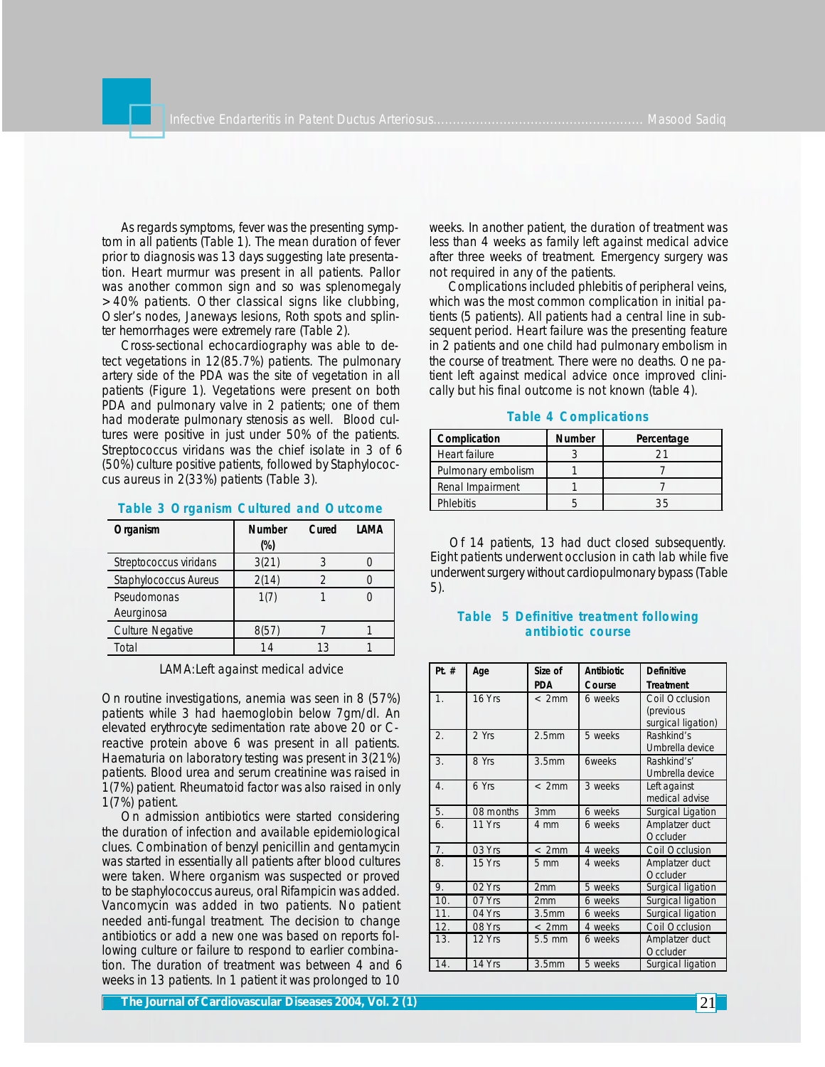As regards symptoms, fever was the presenting symptom in all patients (Table 1). The mean duration of fever prior to diagnosis was 13 days suggesting late presentation. Heart murmur was present in all patients. Pallor was another common sign and so was splenomegaly >40% patients. Other classical signs like clubbing, Osler's nodes, Janeways lesions, Roth spots and splinter hemorrhages were extremely rare (Table 2).

Cross-sectional echocardiography was able to detect vegetations in 12(85.7%) patients. The pulmonary artery side of the PDA was the site of vegetation in all patients (Figure 1). Vegetations were present on both PDA and pulmonary valve in 2 patients; one of them had moderate pulmonary stenosis as well. Blood cultures were positive in just under 50% of the patients. Streptococcus viridans was the chief isolate in 3 of 6 (50%) culture positive patients, followed by Staphylococcus aureus in 2(33%) patients (Table 3).

**Table 3 Organism Cultured and Outcome**

| Organism | Number (%) | Cured | LAMA |
|---|---|---|---|
| Streptococcus viridans | 3(21) | 3 | 0 |
| Staphylococcus Aureus | 2(14) | 2 | 0 |
| Pseudomonas Aeurginosa | 1(7) | 1 | 0 |
| Culture Negative | 8(57) | 7 | 1 |
| Total | 14 | 13 | 1 |

LAMA:Left against medical advice

On routine investigations, anemia was seen in 8 (57%) patients while 3 had haemoglobin below 7gm/dl. An elevated erythrocyte sedimentation rate above 20 or C-reactive protein above 6 was present in all patients. Haematuria on laboratory testing was present in 3(21%) patients. Blood urea and serum creatinine was raised in 1(7%) patient. Rheumatoid factor was also raised in only 1(7%) patient.

On admission antibiotics were started considering the duration of infection and available epidemiological clues. Combination of benzyl penicillin and gentamycin was started in essentially all patients after blood cultures were taken. Where organism was suspected or proved to be staphylococcus aureus, oral Rifampicin was added. Vancomycin was added in two patients. No patient needed anti-fungal treatment. The decision to change antibiotics or add a new one was based on reports following culture or failure to respond to earlier combination. The duration of treatment was between 4 and 6 weeks in 13 patients. In 1 patient it was prolonged to 10 weeks. In another patient, the duration of treatment was less than 4 weeks as family left against medical advice after three weeks of treatment. Emergency surgery was not required in any of the patients.

Complications included phlebitis of peripheral veins, which was the most common complication in initial patients (5 patients). All patients had a central line in subsequent period. Heart failure was the presenting feature in 2 patients and one child had pulmonary embolism in the course of treatment. There were no deaths. One patient left against medical advice once improved clinically but his final outcome is not known (table 4).

**Table 4 Complications**

| Complication | Number | Percentage |
|---|---|---|
| Heart failure | 3 | 21 |
| Pulmonary embolism | 1 | 7 |
| Renal Impairment | 1 | 7 |
| Phlebitis | 5 | 35 |

Of 14 patients, 13 had duct closed subsequently. Eight patients underwent occlusion in cath lab while five underwent surgery without cardiopulmonary bypass (Table 5).

**Table 5 Definitive treatment following antibiotic course**

| Pt. # | Age | Size of PDA | Antibiotic Course | Definitive Treatment |
|---|---|---|---|---|
| 1. | 16 Yrs | < 2mm | 6 weeks | Coil Occlusion (previous surgical ligation) |
| 2. | 2 Yrs | 2.5mm | 5 weeks | Rashkind's Umbrella device |
| 3. | 8 Yrs | 3.5mm | 6weeks | Rashkind's' Umbrella device |
| 4. | 6 Yrs | < 2mm | 3 weeks | Left against medical advise |
| 5. | 08 months | 3mm | 6 weeks | Surgical Ligation |
| 6. | 11 Yrs | 4 mm | 6 weeks | Amplatzer duct Occluder |
| 7. | 03 Yrs | < 2mm | 4 weeks | Coil Occlusion |
| 8. | 15 Yrs | 5 mm | 4 weeks | Amplatzer duct Occluder |
| 9. | 02 Yrs | 2mm | 5 weeks | Surgical ligation |
| 10. | 07 Yrs | 2mm | 6 weeks | Surgical ligation |
| 11. | 04 Yrs | 3.5mm | 6 weeks | Surgical ligation |
| 12. | 08 Yrs | < 2mm | 4 weeks | Coil Occlusion |
| 13. | 12 Yrs | 5.5 mm | 6 weeks | Amplatzer duct Occluder |
| 14. | 14 Yrs | 3.5mm | 5 weeks | Surgical ligation |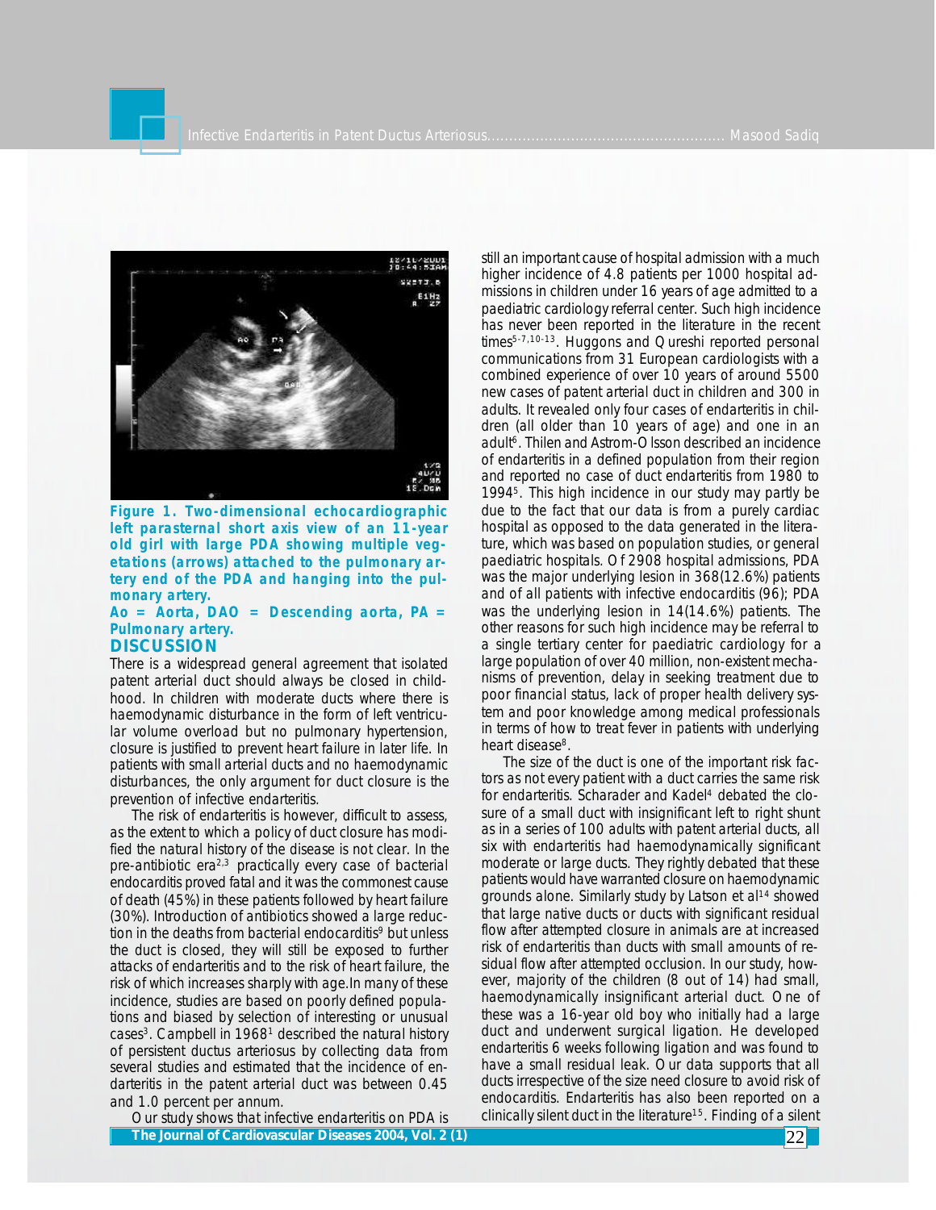**Figure 1. Two-dimensional echocardiographic left parasternal short axis view of an 11-year old girl with large PDA showing multiple vegetations (arrows) attached to the pulmonary artery end of the PDA and hanging into the pulmonary artery.**

**Ao = Aorta, DAO = Descending aorta, PA = Pulmonary artery.**

## DISCUSSION

There is a widespread general agreement that isolated patent arterial duct should always be closed in childhood. In children with moderate ducts where there is haemodynamic disturbance in the form of left ventricular volume overload but no pulmonary hypertension, closure is justified to prevent heart failure in later life. In patients with small arterial ducts and no haemodynamic disturbances, the only argument for duct closure is the prevention of infective endarteritis.

The risk of endarteritis is however, difficult to assess, as the extent to which a policy of duct closure has modified the natural history of the disease is not clear. In the pre-antibiotic era[2,3] practically every case of bacterial endocarditis proved fatal and it was the commonest cause of death (45%) in these patients followed by heart failure (30%). Introduction of antibiotics showed a large reduction in the deaths from bacterial endocarditis[9] but unless the duct is closed, they will still be exposed to further attacks of endarteritis and to the risk of heart failure, the risk of which increases sharply with age.In many of these incidence, studies are based on poorly defined populations and biased by selection of interesting or unusual cases[3]. Campbell in 1968[1] described the natural history of persistent ductus arteriosus by collecting data from several studies and estimated that the incidence of endarteritis in the patent arterial duct was between 0.45 and 1.0 percent per annum.

Our study shows that infective endarteritis on PDA is still an important cause of hospital admission with a much higher incidence of 4.8 patients per 1000 hospital admissions in children under 16 years of age admitted to a paediatric cardiology referral center. Such high incidence has never been reported in the literature in the recent times[5-7,10-13]. Huggons and Qureshi reported personal communications from 31 European cardiologists with a combined experience of over 10 years of around 5500 new cases of patent arterial duct in children and 300 in adults. It revealed only four cases of endarteritis in children (all older than 10 years of age) and one in an adult[6]. Thilen and Astrom-Olsson described an incidence of endarteritis in a defined population from their region and reported no case of duct endarteritis from 1980 to 1994[5]. This high incidence in our study may partly be due to the fact that our data is from a purely cardiac hospital as opposed to the data generated in the literature, which was based on population studies, or general paediatric hospitals. Of 2908 hospital admissions, PDA was the major underlying lesion in 368(12.6%) patients and of all patients with infective endocarditis (96); PDA was the underlying lesion in 14(14.6%) patients. The other reasons for such high incidence may be referral to a single tertiary center for paediatric cardiology for a large population of over 40 million, non-existent mechanisms of prevention, delay in seeking treatment due to poor financial status, lack of proper health delivery system and poor knowledge among medical professionals in terms of how to treat fever in patients with underlying heart disease[8].

The size of the duct is one of the important risk factors as not every patient with a duct carries the same risk for endarteritis. Scharader and Kadel[4] debated the closure of a small duct with insignificant left to right shunt as in a series of 100 adults with patent arterial ducts, all six with endarteritis had haemodynamically significant moderate or large ducts. They rightly debated that these patients would have warranted closure on haemodynamic grounds alone. Similarly study by Latson et al[14] showed that large native ducts or ducts with significant residual flow after attempted closure in animals are at increased risk of endarteritis than ducts with small amounts of residual flow after attempted occlusion. In our study, however, majority of the children (8 out of 14) had small, haemodynamically insignificant arterial duct. One of these was a 16-year old boy who initially had a large duct and underwent surgical ligation. He developed endarteritis 6 weeks following ligation and was found to have a small residual leak. Our data supports that all ducts irrespective of the size need closure to avoid risk of endocarditis. Endarteritis has also been reported on a clinically silent duct in the literature[15]. Finding of a silent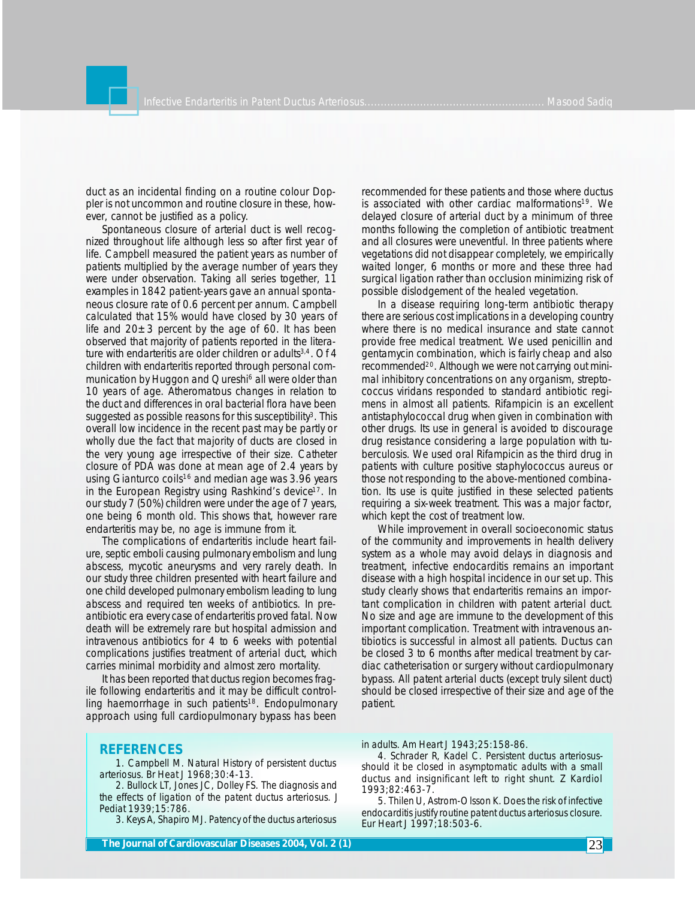duct as an incidental finding on a routine colour Doppler is not uncommon and routine closure in these, however, cannot be justified as a policy.

Spontaneous closure of arterial duct is well recognized throughout life although less so after first year of life. Campbell measured the patient years as number of patients multiplied by the average number of years they were under observation. Taking all series together, 11 examples in 1842 patient-years gave an annual spontaneous closure rate of 0.6 percent per annum. Campbell calculated that 15% would have closed by 30 years of life and 20±3 percent by the age of 60. It has been observed that majority of patients reported in the literature with endarteritis are older children or adults[3,4]. Of 4 children with endarteritis reported through personal communication by Huggon and Qureshi[6] all were older than 10 years of age. Atheromatous changes in relation to the duct and differences in oral bacterial flora have been suggested as possible reasons for this susceptibility[3]. This overall low incidence in the recent past may be partly or wholly due the fact that majority of ducts are closed in the very young age irrespective of their size. Catheter closure of PDA was done at mean age of 2.4 years by using Gianturco coils[16] and median age was 3.96 years in the European Registry using Rashkind's device[17]. In our study 7 (50%) children were under the age of 7 years, one being 6 month old. This shows that, however rare endarteritis may be, no age is immune from it.

The complications of endarteritis include heart failure, septic emboli causing pulmonary embolism and lung abscess, mycotic aneurysms and very rarely death. In our study three children presented with heart failure and one child developed pulmonary embolism leading to lung abscess and required ten weeks of antibiotics. In pre-antibiotic era every case of endarteritis proved fatal. Now death will be extremely rare but hospital admission and intravenous antibiotics for 4 to 6 weeks with potential complications justifies treatment of arterial duct, which carries minimal morbidity and almost zero mortality.

It has been reported that ductus region becomes fragile following endarteritis and it may be difficult controlling haemorrhage in such patients[18]. Endopulmonary approach using full cardiopulmonary bypass has been recommended for these patients and those where ductus is associated with other cardiac malformations[19]. We delayed closure of arterial duct by a minimum of three months following the completion of antibiotic treatment and all closures were uneventful. In three patients where vegetations did not disappear completely, we empirically waited longer, 6 months or more and these three had surgical ligation rather than occlusion minimizing risk of possible dislodgement of the healed vegetation.

In a disease requiring long-term antibiotic therapy there are serious cost implications in a developing country where there is no medical insurance and state cannot provide free medical treatment. We used penicillin and gentamycin combination, which is fairly cheap and also recommended[20]. Although we were not carrying out minimal inhibitory concentrations on any organism, streptococcus viridans responded to standard antibiotic regimens in almost all patients. Rifampicin is an excellent antistaphylococcal drug when given in combination with other drugs. Its use in general is avoided to discourage drug resistance considering a large population with tuberculosis. We used oral Rifampicin as the third drug in patients with culture positive staphylococcus aureus or those not responding to the above-mentioned combination. Its use is quite justified in these selected patients requiring a six-week treatment. This was a major factor, which kept the cost of treatment low.

While improvement in overall socioeconomic status of the community and improvements in health delivery system as a whole may avoid delays in diagnosis and treatment, infective endocarditis remains an important disease with a high hospital incidence in our set up. This study clearly shows that endarteritis remains an important complication in children with patent arterial duct. No size and age are immune to the development of this important complication. Treatment with intravenous antibiotics is successful in almost all patients. Ductus can be closed 3 to 6 months after medical treatment by cardiac catheterisation or surgery without cardiopulmonary bypass. All patent arterial ducts (except truly silent duct) should be closed irrespective of their size and age of the patient.

## REFERENCES

1. Campbell M. Natural History of persistent ductus arteriosus. Br Heat J 1968;30:4-13.
2. Bullock LT, Jones JC, Dolley FS. The diagnosis and the effects of ligation of the patent ductus arteriosus. J Pediat 1939;15:786.
3. Keys A, Shapiro MJ. Patency of the ductus arteriosus in adults. Am Heart J 1943;25:158-86.
4. Schrader R, Kadel C. Persistent ductus arteriosus-should it be closed in asymptomatic adults with a small ductus and insignificant left to right shunt. Z Kardiol 1993;82:463-7.
5. Thilen U, Astrom-Olsson K. Does the risk of infective endocarditis justify routine patent ductus arteriosus closure. Eur Heart J 1997;18:503-6.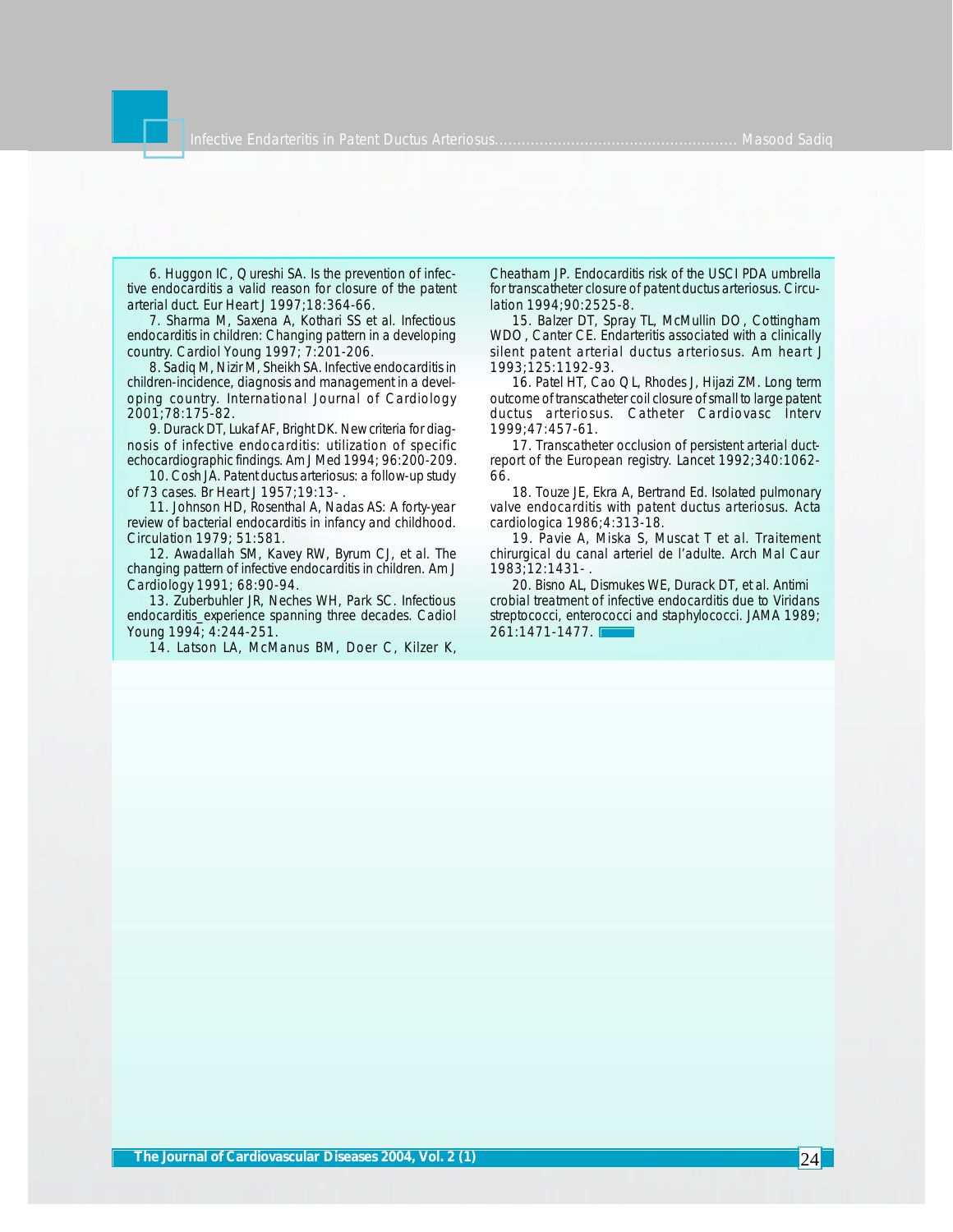6. Huggon IC, Qureshi SA. Is the prevention of infective endocarditis a valid reason for closure of the patent arterial duct. Eur Heart J 1997;18:364-66.

7. Sharma M, Saxena A, Kothari SS et al. Infectious endocarditis in children: Changing pattern in a developing country. Cardiol Young 1997; 7:201-206.

8. Sadiq M, Nizir M, Sheikh SA. Infective endocarditis in children-incidence, diagnosis and management in a developing country. International Journal of Cardiology 2001;78:175-82.

9. Durack DT, Lukaf AF, Bright DK. New criteria for diagnosis of infective endocarditis: utilization of specific echocardiographic findings. Am J Med 1994; 96:200-209.

10. Cosh JA. Patent ductus arteriosus: a follow-up study of 73 cases. Br Heart J 1957;19:13- .

11. Johnson HD, Rosenthal A, Nadas AS: A forty-year review of bacterial endocarditis in infancy and childhood. Circulation 1979; 51:581.

12. Awadallah SM, Kavey RW, Byrum CJ, et al. The changing pattern of infective endocarditis in children. Am J Cardiology 1991; 68:90-94.

13. Zuberbuhler JR, Neches WH, Park SC. Infectious endocarditis_experience spanning three decades. Cadiol Young 1994; 4:244-251.

14. Latson LA, McManus BM, Doer C, Kilzer K, Cheatham JP. Endocarditis risk of the USCI PDA umbrella for transcatheter closure of patent ductus arteriosus. Circulation 1994;90:2525-8.

15. Balzer DT, Spray TL, McMullin DO, Cottingham WDO, Canter CE. Endarteritis associated with a clinically silent patent arterial ductus arteriosus. Am heart J 1993;125:1192-93.

16. Patel HT, Cao QL, Rhodes J, Hijazi ZM. Long term outcome of transcatheter coil closure of small to large patent ductus arteriosus. Catheter Cardiovasc Interv 1999;47:457-61.

17. Transcatheter occlusion of persistent arterial duct-report of the European registry. Lancet 1992;340:1062-66.

18. Touze JE, Ekra A, Bertrand Ed. Isolated pulmonary valve endocarditis with patent ductus arteriosus. Acta cardiologica 1986;4:313-18.

19. Pavie A, Miska S, Muscat T et al. Traitement chirurgical du canal arteriel de l'adulte. Arch Mal Caur 1983;12:1431- .

20. Bisno AL, Dismukes WE, Durack DT, et al. Antimicrobial treatment of infective endocarditis due to Viridans streptococci, enterococci and staphylococci. JAMA 1989; 261:1471-1477.